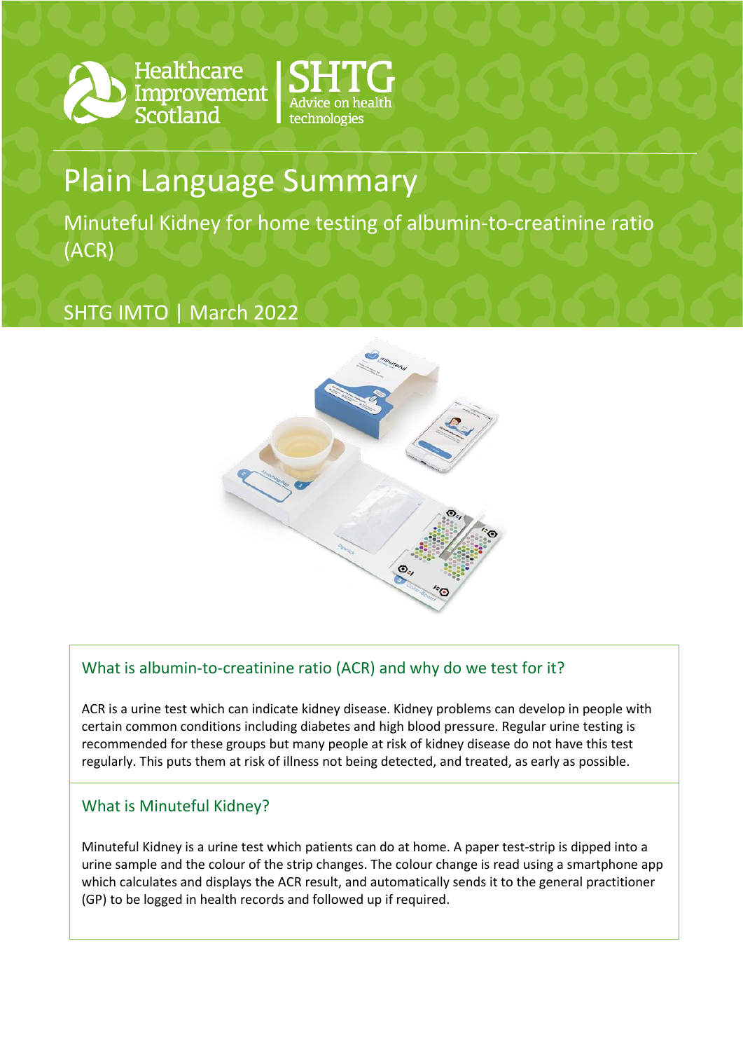Healthcare Improvement Scotland | SHTG Advice on health technologies

# Plain Language Summary

## Minuteful Kidney for home testing of albumin-to-creatinine ratio (ACR)

SHTG IMTO | March 2022

### What is albumin-to-creatinine ratio (ACR) and why do we test for it?

ACR is a urine test which can indicate kidney disease. Kidney problems can develop in people with certain common conditions including diabetes and high blood pressure. Regular urine testing is recommended for these groups but many people at risk of kidney disease do not have this test regularly. This puts them at risk of illness not being detected, and treated, as early as possible.

### What is Minuteful Kidney?

Minuteful Kidney is a urine test which patients can do at home. A paper test-strip is dipped into a urine sample and the colour of the strip changes. The colour change is read using a smartphone app which calculates and displays the ACR result, and automatically sends it to the general practitioner (GP) to be logged in health records and followed up if required.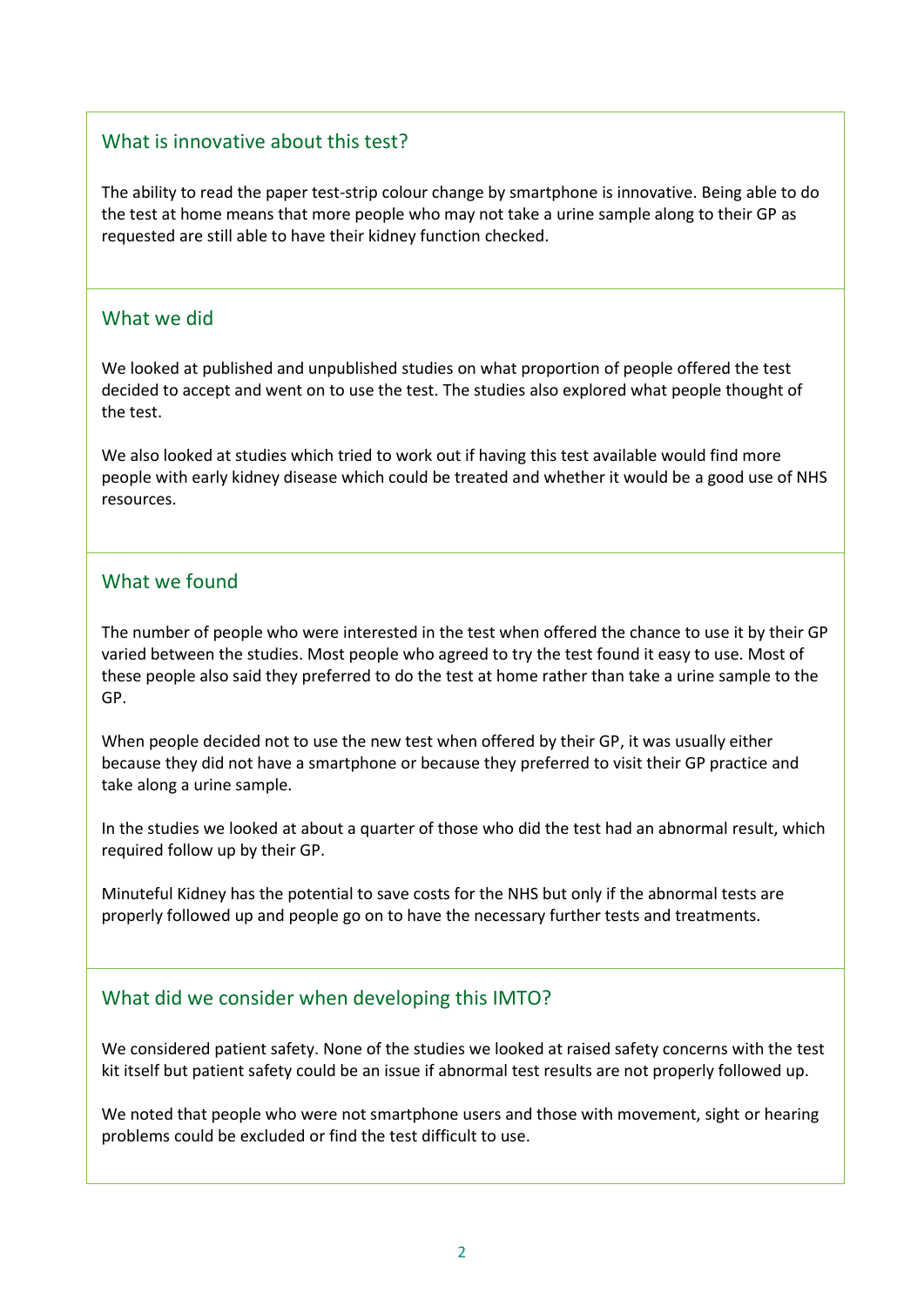## What is innovative about this test?

The ability to read the paper test-strip colour change by smartphone is innovative. Being able to do the test at home means that more people who may not take a urine sample along to their GP as requested are still able to have their kidney function checked.

## What we did

We looked at published and unpublished studies on what proportion of people offered the test decided to accept and went on to use the test. The studies also explored what people thought of the test.

We also looked at studies which tried to work out if having this test available would find more people with early kidney disease which could be treated and whether it would be a good use of NHS resources.

## What we found

The number of people who were interested in the test when offered the chance to use it by their GP varied between the studies. Most people who agreed to try the test found it easy to use. Most of these people also said they preferred to do the test at home rather than take a urine sample to the GP.

When people decided not to use the new test when offered by their GP, it was usually either because they did not have a smartphone or because they preferred to visit their GP practice and take along a urine sample.

In the studies we looked at about a quarter of those who did the test had an abnormal result, which required follow up by their GP.

Minuteful Kidney has the potential to save costs for the NHS but only if the abnormal tests are properly followed up and people go on to have the necessary further tests and treatments.

## What did we consider when developing this IMTO?

We considered patient safety. None of the studies we looked at raised safety concerns with the test kit itself but patient safety could be an issue if abnormal test results are not properly followed up.

We noted that people who were not smartphone users and those with movement, sight or hearing problems could be excluded or find the test difficult to use.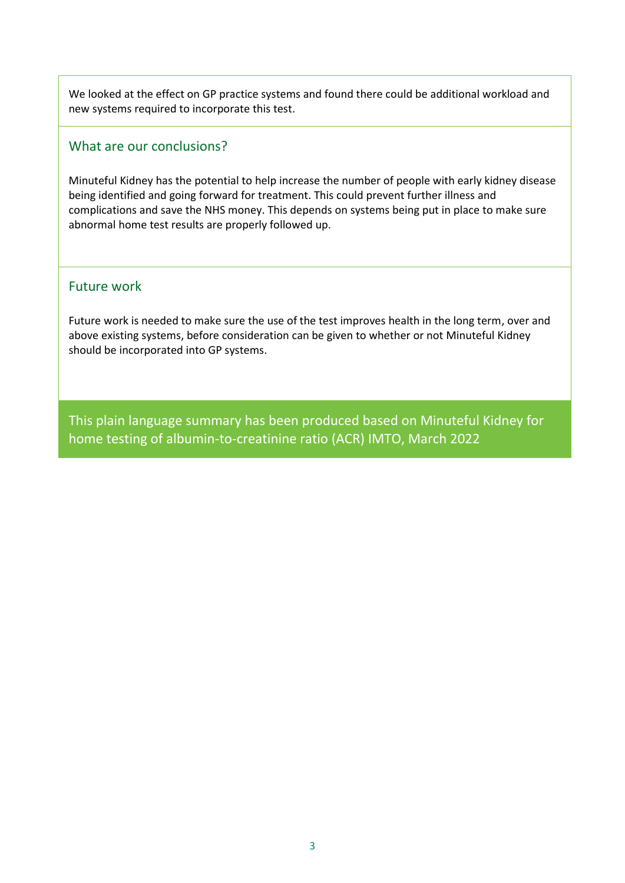We looked at the effect on GP practice systems and found there could be additional workload and new systems required to incorporate this test.

## What are our conclusions?

Minuteful Kidney has the potential to help increase the number of people with early kidney disease being identified and going forward for treatment. This could prevent further illness and complications and save the NHS money. This depends on systems being put in place to make sure abnormal home test results are properly followed up.

## Future work

Future work is needed to make sure the use of the test improves health in the long term, over and above existing systems, before consideration can be given to whether or not Minuteful Kidney should be incorporated into GP systems.

This plain language summary has been produced based on Minuteful Kidney for home testing of albumin-to-creatinine ratio (ACR) IMTO, March 2022